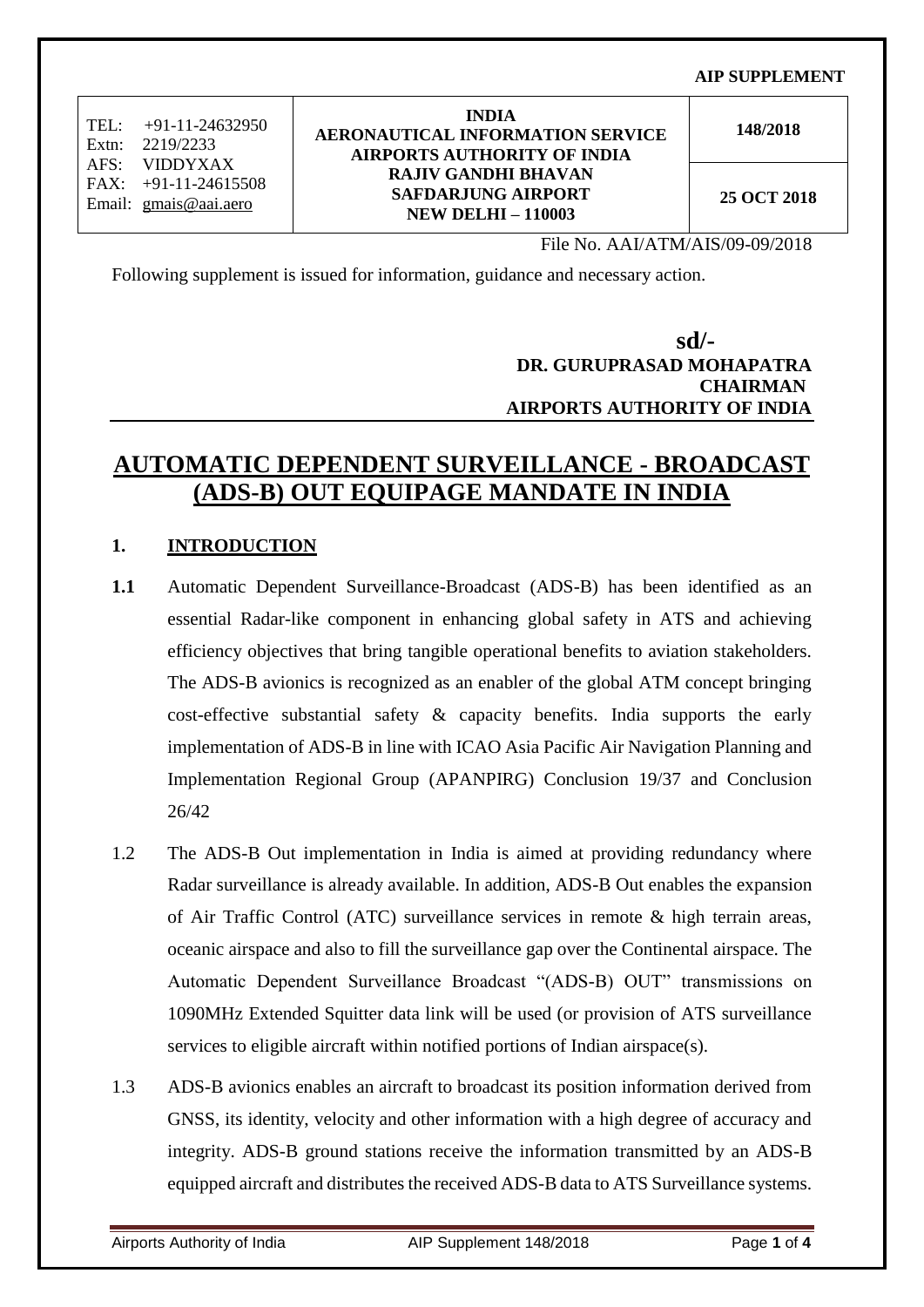**AIP SUPPLEMENT**

| | | |
|---|---|---|
| TEL: +91-11-24632950<br>Extn: 2219/2233<br>AFS: VIDDYXAX<br>FAX: +91-11-24615508<br>Email: gmais@aai.aero | **INDIA**<br>**AERONAUTICAL INFORMATION SERVICE**<br>**AIRPORTS AUTHORITY OF INDIA**<br>**RAJIV GANDHI BHAVAN**<br>**SAFDARJUNG AIRPORT**<br>**NEW DELHI – 110003** | **148/2018**<br><br>**25 OCT 2018** |

File No. AAI/ATM/AIS/09-09/2018

Following supplement is issued for information, guidance and necessary action.

**sd/-**
**DR. GURUPRASAD MOHAPATRA**
**CHAIRMAN**
**AIRPORTS AUTHORITY OF INDIA**

# AUTOMATIC DEPENDENT SURVEILLANCE - BROADCAST (ADS-B) OUT EQUIPAGE MANDATE IN INDIA

## 1. INTRODUCTION

**1.1** Automatic Dependent Surveillance-Broadcast (ADS-B) has been identified as an essential Radar-like component in enhancing global safety in ATS and achieving efficiency objectives that bring tangible operational benefits to aviation stakeholders. The ADS-B avionics is recognized as an enabler of the global ATM concept bringing cost-effective substantial safety & capacity benefits. India supports the early implementation of ADS-B in line with ICAO Asia Pacific Air Navigation Planning and Implementation Regional Group (APANPIRG) Conclusion 19/37 and Conclusion 26/42

1.2 The ADS-B Out implementation in India is aimed at providing redundancy where Radar surveillance is already available. In addition, ADS-B Out enables the expansion of Air Traffic Control (ATC) surveillance services in remote & high terrain areas, oceanic airspace and also to fill the surveillance gap over the Continental airspace. The Automatic Dependent Surveillance Broadcast "(ADS-B) OUT" transmissions on 1090MHz Extended Squitter data link will be used (or provision of ATS surveillance services to eligible aircraft within notified portions of Indian airspace(s).

1.3 ADS-B avionics enables an aircraft to broadcast its position information derived from GNSS, its identity, velocity and other information with a high degree of accuracy and integrity. ADS-B ground stations receive the information transmitted by an ADS-B equipped aircraft and distributes the received ADS-B data to ATS Surveillance systems.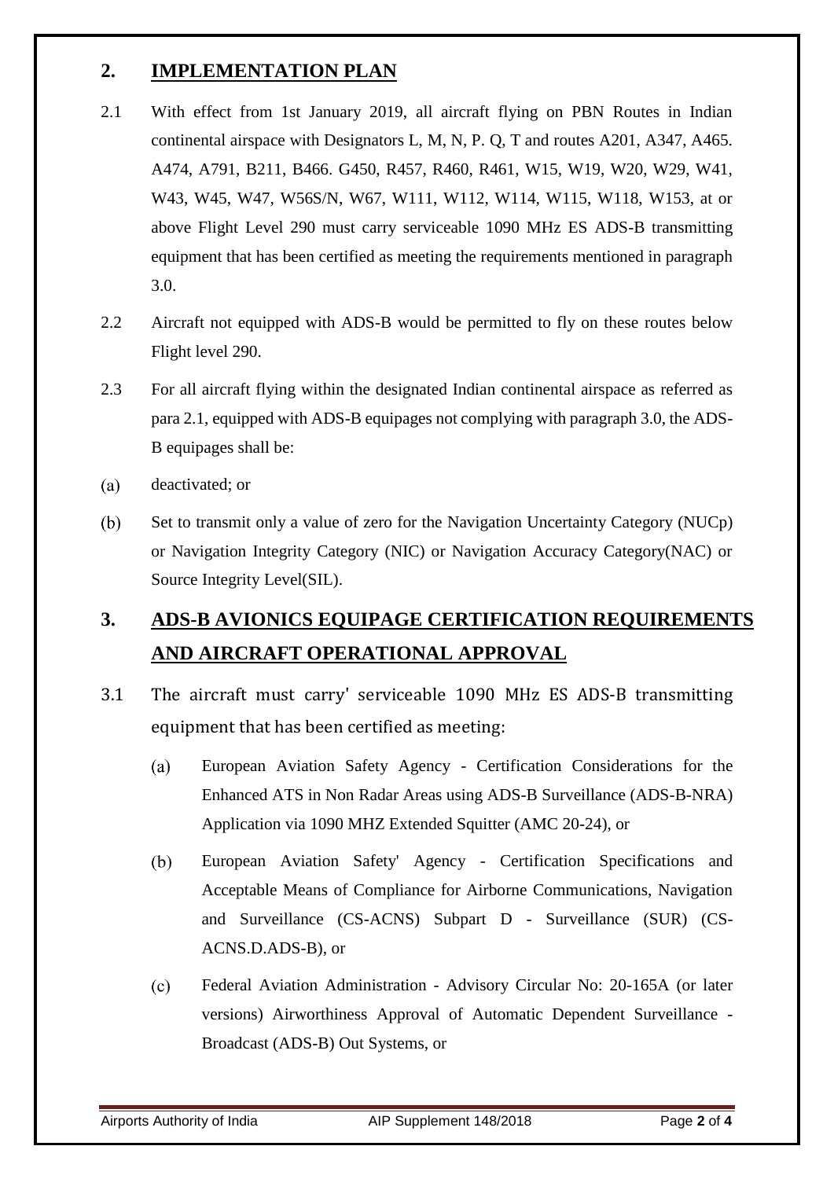## 2. IMPLEMENTATION PLAN

2.1 With effect from 1st January 2019, all aircraft flying on PBN Routes in Indian continental airspace with Designators L, M, N, P. Q, T and routes A201, A347, A465. A474, A791, B211, B466. G450, R457, R460, R461, W15, W19, W20, W29, W41, W43, W45, W47, W56S/N, W67, W111, W112, W114, W115, W118, W153, at or above Flight Level 290 must carry serviceable 1090 MHz ES ADS-B transmitting equipment that has been certified as meeting the requirements mentioned in paragraph 3.0.

2.2 Aircraft not equipped with ADS-B would be permitted to fly on these routes below Flight level 290.

2.3 For all aircraft flying within the designated Indian continental airspace as referred as para 2.1, equipped with ADS-B equipages not complying with paragraph 3.0, the ADS-B equipages shall be:

(a) deactivated; or

(b) Set to transmit only a value of zero for the Navigation Uncertainty Category (NUCp) or Navigation Integrity Category (NIC) or Navigation Accuracy Category(NAC) or Source Integrity Level(SIL).

## 3. ADS-B AVIONICS EQUIPAGE CERTIFICATION REQUIREMENTS AND AIRCRAFT OPERATIONAL APPROVAL

3.1 The aircraft must carry' serviceable 1090 MHz ES ADS-B transmitting equipment that has been certified as meeting:

(a) European Aviation Safety Agency - Certification Considerations for the Enhanced ATS in Non Radar Areas using ADS-B Surveillance (ADS-B-NRA) Application via 1090 MHZ Extended Squitter (AMC 20-24), or

(b) European Aviation Safety' Agency - Certification Specifications and Acceptable Means of Compliance for Airborne Communications, Navigation and Surveillance (CS-ACNS) Subpart D - Surveillance (SUR) (CS-ACNS.D.ADS-B), or

(c) Federal Aviation Administration - Advisory Circular No: 20-165A (or later versions) Airworthiness Approval of Automatic Dependent Surveillance - Broadcast (ADS-B) Out Systems, or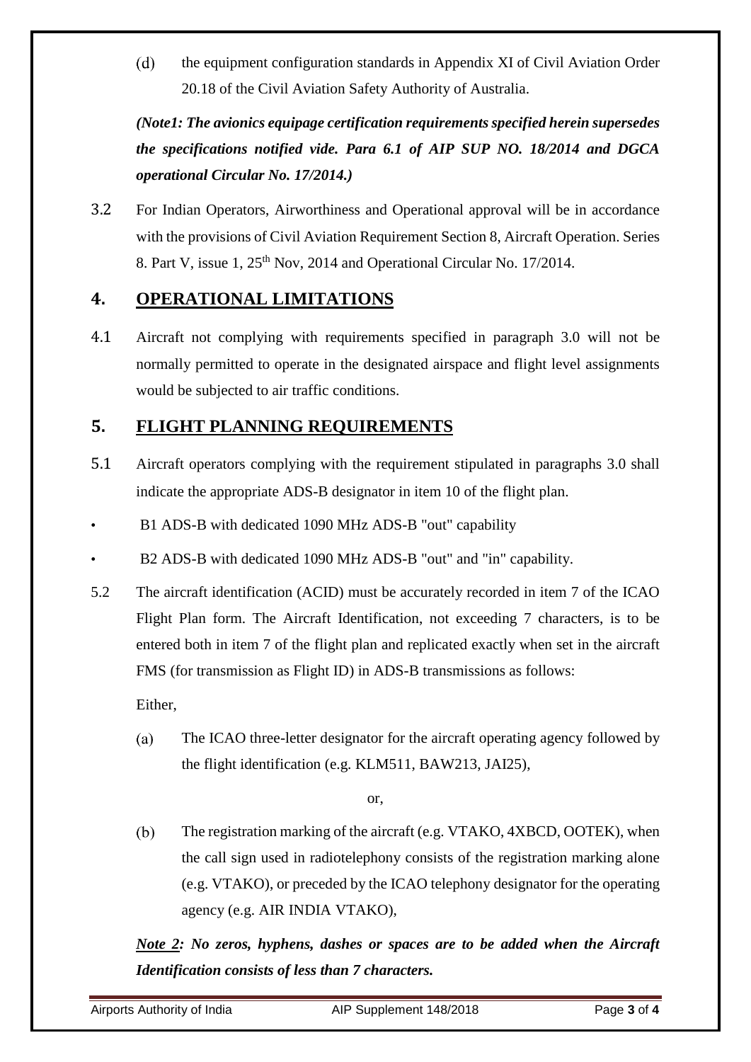(d) the equipment configuration standards in Appendix XI of Civil Aviation Order 20.18 of the Civil Aviation Safety Authority of Australia.

***(Note1: The avionics equipage certification requirements specified herein supersedes the specifications notified vide. Para 6.1 of AIP SUP NO. 18/2014 and DGCA operational Circular No. 17/2014.)***

3.2 For Indian Operators, Airworthiness and Operational approval will be in accordance with the provisions of Civil Aviation Requirement Section 8, Aircraft Operation. Series 8. Part V, issue 1, 25th Nov, 2014 and Operational Circular No. 17/2014.

## 4. OPERATIONAL LIMITATIONS

4.1 Aircraft not complying with requirements specified in paragraph 3.0 will not be normally permitted to operate in the designated airspace and flight level assignments would be subjected to air traffic conditions.

## 5. FLIGHT PLANNING REQUIREMENTS

5.1 Aircraft operators complying with the requirement stipulated in paragraphs 3.0 shall indicate the appropriate ADS-B designator in item 10 of the flight plan.

- B1 ADS-B with dedicated 1090 MHz ADS-B "out" capability
- B2 ADS-B with dedicated 1090 MHz ADS-B "out" and "in" capability.

5.2 The aircraft identification (ACID) must be accurately recorded in item 7 of the ICAO Flight Plan form. The Aircraft Identification, not exceeding 7 characters, is to be entered both in item 7 of the flight plan and replicated exactly when set in the aircraft FMS (for transmission as Flight ID) in ADS-B transmissions as follows:

Either,

(a) The ICAO three-letter designator for the aircraft operating agency followed by the flight identification (e.g. KLM511, BAW213, JAI25),

or,

(b) The registration marking of the aircraft (e.g. VTAKO, 4XBCD, OOTEK), when the call sign used in radiotelephony consists of the registration marking alone (e.g. VTAKO), or preceded by the ICAO telephony designator for the operating agency (e.g. AIR INDIA VTAKO),

***Note 2:** No zeros, hyphens, dashes or spaces are to be added when the Aircraft Identification consists of less than 7 characters.*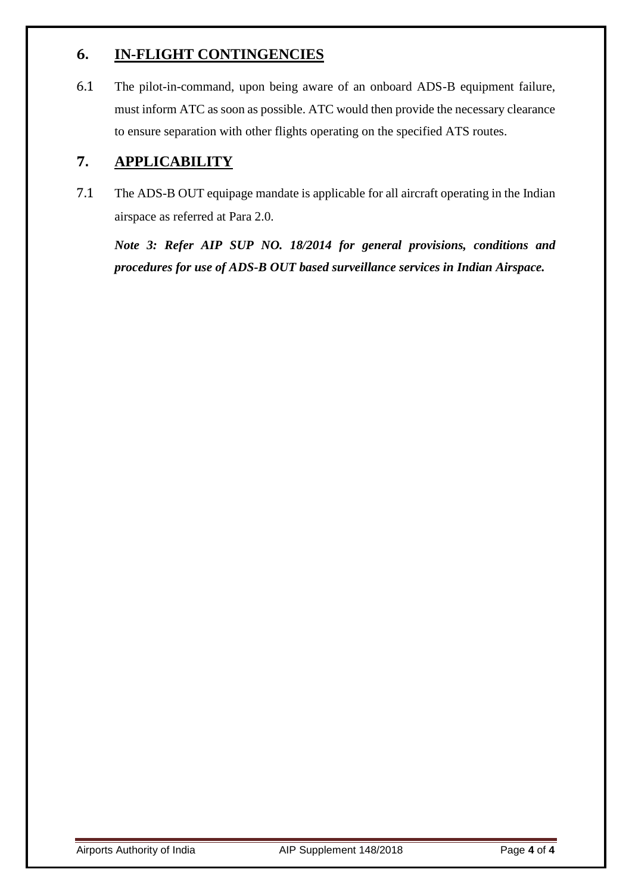## 6. IN-FLIGHT CONTINGENCIES

6.1 The pilot-in-command, upon being aware of an onboard ADS-B equipment failure, must inform ATC as soon as possible. ATC would then provide the necessary clearance to ensure separation with other flights operating on the specified ATS routes.

## 7. APPLICABILITY

7.1 The ADS-B OUT equipage mandate is applicable for all aircraft operating in the Indian airspace as referred at Para 2.0.

***Note 3: Refer AIP SUP NO. 18/2014 for general provisions, conditions and procedures for use of ADS-B OUT based surveillance services in Indian Airspace.***